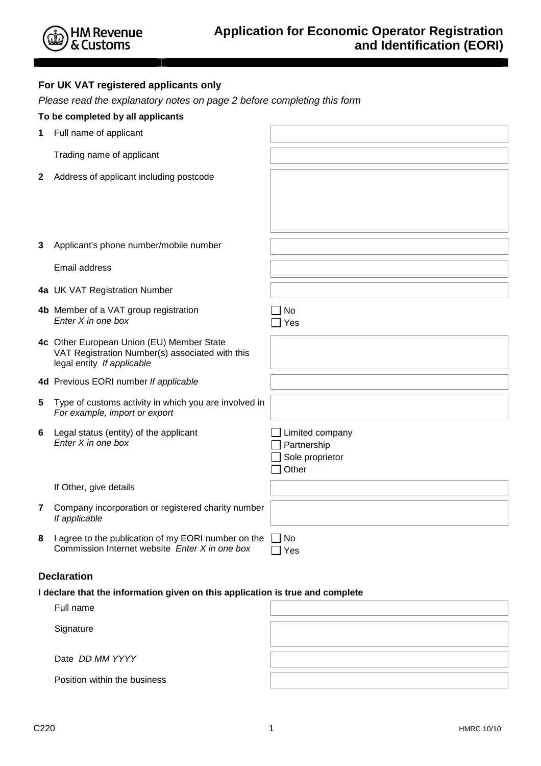HM Revenue & Customs

# Application for Economic Operator Registration and Identification (EORI)

**For UK VAT registered applicants only**

*Please read the explanatory notes on page 2 before completing this form*

**To be completed by all applicants**

**1** Full name of applicant

Trading name of applicant

**2** Address of applicant including postcode

**3** Applicant's phone number/mobile number

Email address

**4a** UK VAT Registration Number

**4b** Member of a VAT group registration *Enter X in one box*
- ☐ No
- ☐ Yes

**4c** Other European Union (EU) Member State VAT Registration Number(s) associated with this legal entity *If applicable*

**4d** Previous EORI number *If applicable*

**5** Type of customs activity in which you are involved in *For example, import or export*

**6** Legal status (entity) of the applicant *Enter X in one box*
- ☐ Limited company
- ☐ Partnership
- ☐ Sole proprietor
- ☐ Other

If Other, give details

**7** Company incorporation or registered charity number *If applicable*

**8** I agree to the publication of my EORI number on the Commission Internet website *Enter X in one box*
- ☐ No
- ☐ Yes

## Declaration

**I declare that the information given on this application is true and complete**

Full name

Signature

Date *DD MM YYYY*

Position within the business

C220 HMRC 10/10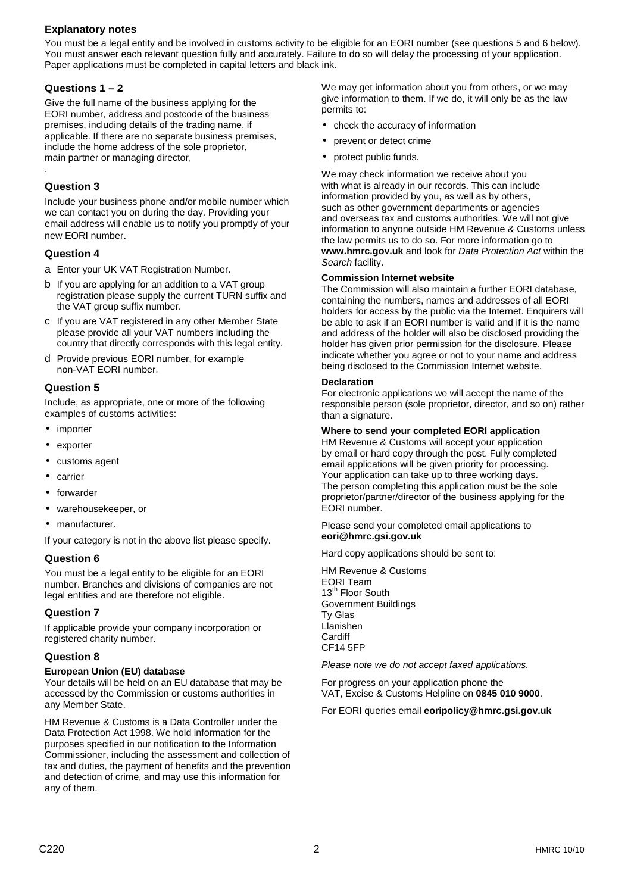## Explanatory notes

You must be a legal entity and be involved in customs activity to be eligible for an EORI number (see questions 5 and 6 below). You must answer each relevant question fully and accurately. Failure to do so will delay the processing of your application. Paper applications must be completed in capital letters and black ink.

### Questions 1 – 2

Give the full name of the business applying for the EORI number, address and postcode of the business premises, including details of the trading name, if applicable. If there are no separate business premises, include the home address of the sole proprietor, main partner or managing director,

.

### Question 3

Include your business phone and/or mobile number which we can contact you on during the day. Providing your email address will enable us to notify you promptly of your new EORI number.

### Question 4

a Enter your UK VAT Registration Number.

b If you are applying for an addition to a VAT group registration please supply the current TURN suffix and the VAT group suffix number.

c If you are VAT registered in any other Member State please provide all your VAT numbers including the country that directly corresponds with this legal entity.

d Provide previous EORI number, for example non-VAT EORI number.

### Question 5

Include, as appropriate, one or more of the following examples of customs activities:

- importer
- exporter
- customs agent
- carrier
- forwarder
- warehousekeeper, or
- manufacturer.

If your category is not in the above list please specify.

### Question 6

You must be a legal entity to be eligible for an EORI number. Branches and divisions of companies are not legal entities and are therefore not eligible.

### Question 7

If applicable provide your company incorporation or registered charity number.

### Question 8

**European Union (EU) database**

Your details will be held on an EU database that may be accessed by the Commission or customs authorities in any Member State.

HM Revenue & Customs is a Data Controller under the Data Protection Act 1998. We hold information for the purposes specified in our notification to the Information Commissioner, including the assessment and collection of tax and duties, the payment of benefits and the prevention and detection of crime, and may use this information for any of them.

We may get information about you from others, or we may give information to them. If we do, it will only be as the law permits to:

- check the accuracy of information
- prevent or detect crime
- protect public funds.

We may check information we receive about you with what is already in our records. This can include information provided by you, as well as by others, such as other government departments or agencies and overseas tax and customs authorities. We will not give information to anyone outside HM Revenue & Customs unless the law permits us to do so. For more information go to **www.hmrc.gov.uk** and look for *Data Protection Act* within the *Search* facility.

**Commission Internet website**

The Commission will also maintain a further EORI database, containing the numbers, names and addresses of all EORI holders for access by the public via the Internet. Enquirers will be able to ask if an EORI number is valid and if it is the name and address of the holder will also be disclosed providing the holder has given prior permission for the disclosure. Please indicate whether you agree or not to your name and address being disclosed to the Commission Internet website.

**Declaration**

For electronic applications we will accept the name of the responsible person (sole proprietor, director, and so on) rather than a signature.

**Where to send your completed EORI application**

HM Revenue & Customs will accept your application by email or hard copy through the post. Fully completed email applications will be given priority for processing. Your application can take up to three working days. The person completing this application must be the sole proprietor/partner/director of the business applying for the EORI number.

Please send your completed email applications to **eori@hmrc.gsi.gov.uk**

Hard copy applications should be sent to:

HM Revenue & Customs
EORI Team
13th Floor South
Government Buildings
Ty Glas
Llanishen
Cardiff
CF14 5FP

*Please note we do not accept faxed applications.*

For progress on your application phone the VAT, Excise & Customs Helpline on **0845 010 9000**.

For EORI queries email **eoripolicy@hmrc.gsi.gov.uk**

C220 HMRC 10/10